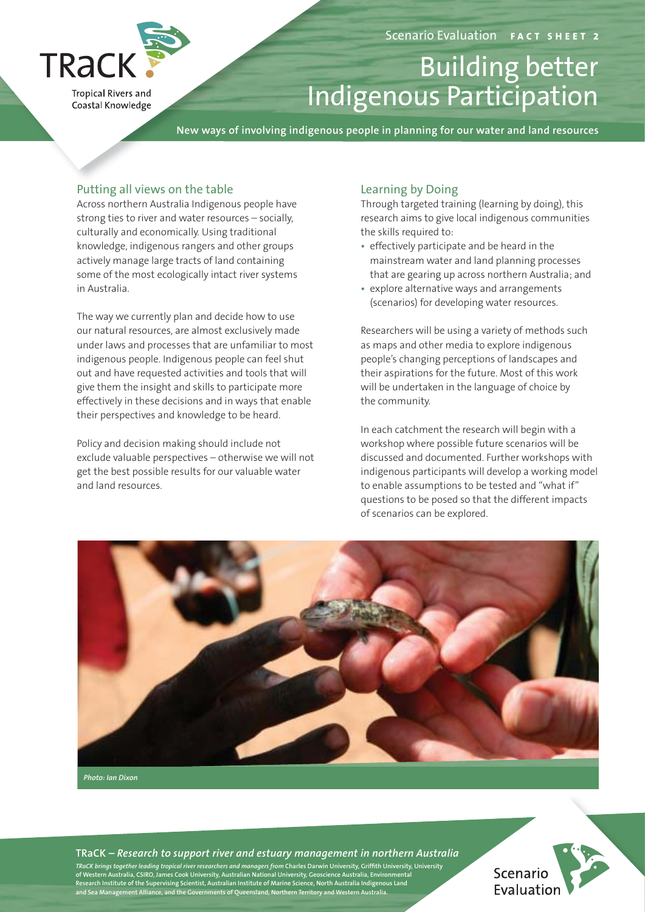TRaCK

Tropical Rivers and Coastal Knowledge

Scenario Evaluation **FACT SHEET 2**

# Building better Indigenous Participation

**New ways of involving indigenous people in planning for our water and land resources**

## Putting all views on the table

Across northern Australia Indigenous people have strong ties to river and water resources – socially, culturally and economically. Using traditional knowledge, indigenous rangers and other groups actively manage large tracts of land containing some of the most ecologically intact river systems in Australia.

The way we currently plan and decide how to use our natural resources, are almost exclusively made under laws and processes that are unfamiliar to most indigenous people. Indigenous people can feel shut out and have requested activities and tools that will give them the insight and skills to participate more effectively in these decisions and in ways that enable their perspectives and knowledge to be heard.

Policy and decision making should include not exclude valuable perspectives – otherwise we will not get the best possible results for our valuable water and land resources.

## Learning by Doing

Through targeted training (learning by doing), this research aims to give local indigenous communities the skills required to:

- effectively participate and be heard in the mainstream water and land planning processes that are gearing up across northern Australia; and
- explore alternative ways and arrangements (scenarios) for developing water resources.

Researchers will be using a variety of methods such as maps and other media to explore indigenous people's changing perceptions of landscapes and their aspirations for the future. Most of this work will be undertaken in the language of choice by the community.

In each catchment the research will begin with a workshop where possible future scenarios will be discussed and documented. Further workshops with indigenous participants will develop a working model to enable assumptions to be tested and "what if" questions to be posed so that the different impacts of scenarios can be explored.

*Photo: Ian Dixon*

**TRaCK – *Research to support river and estuary management in northern Australia***

*TRaCK brings together leading tropical river researchers and managers from* Charles Darwin University, Griffith University, University of Western Australia, CSIRO, James Cook University, Australian National University, Geoscience Australia, Environmental Research Institute of the Supervising Scientist, Australian Institute of Marine Science, North Australia Indigenous Land and Sea Management Alliance, and the Governments of Queensland, Northern Territory and Western Australia.

Scenario Evaluation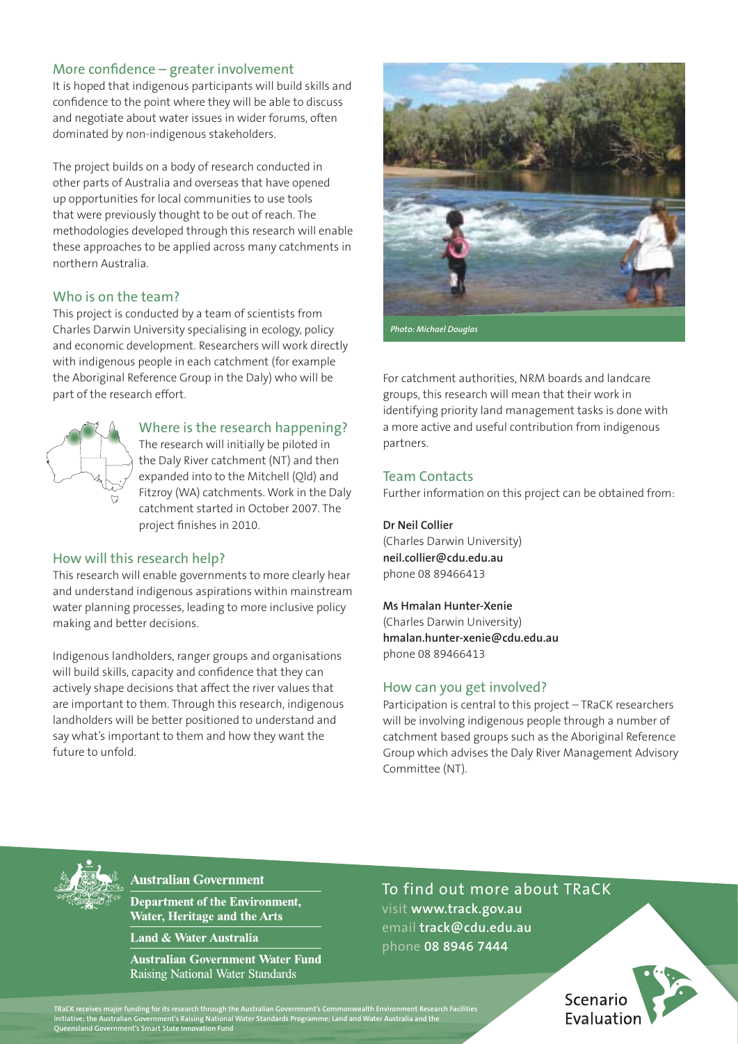## More confidence – greater involvement

It is hoped that indigenous participants will build skills and confidence to the point where they will be able to discuss and negotiate about water issues in wider forums, often dominated by non-indigenous stakeholders.

The project builds on a body of research conducted in other parts of Australia and overseas that have opened up opportunities for local communities to use tools that were previously thought to be out of reach. The methodologies developed through this research will enable these approaches to be applied across many catchments in northern Australia.

## Who is on the team?

This project is conducted by a team of scientists from Charles Darwin University specialising in ecology, policy and economic development. Researchers will work directly with indigenous people in each catchment (for example the Aboriginal Reference Group in the Daly) who will be part of the research effort.

## Where is the research happening?

The research will initially be piloted in the Daly River catchment (NT) and then expanded into to the Mitchell (Qld) and Fitzroy (WA) catchments. Work in the Daly catchment started in October 2007. The project finishes in 2010.

## How will this research help?

This research will enable governments to more clearly hear and understand indigenous aspirations within mainstream water planning processes, leading to more inclusive policy making and better decisions.

Indigenous landholders, ranger groups and organisations will build skills, capacity and confidence that they can actively shape decisions that affect the river values that are important to them. Through this research, indigenous landholders will be better positioned to understand and say what's important to them and how they want the future to unfold.

*Photo: Michael Douglas*

For catchment authorities, NRM boards and landcare groups, this research will mean that their work in identifying priority land management tasks is done with a more active and useful contribution from indigenous partners.

## Team Contacts

Further information on this project can be obtained from:

**Dr Neil Collier**
(Charles Darwin University)
**neil.collier@cdu.edu.au**
phone 08 89466413

**Ms Hmalan Hunter-Xenie**
(Charles Darwin University)
**hmalan.hunter-xenie@cdu.edu.au**
phone 08 89466413

## How can you get involved?

Participation is central to this project – TRaCK researchers will be involving indigenous people through a number of catchment based groups such as the Aboriginal Reference Group which advises the Daly River Management Advisory Committee (NT).

**Australian Government**

**Department of the Environment, Water, Heritage and the Arts**

**Land & Water Australia**

**Australian Government Water Fund**
Raising National Water Standards

## To find out more about TRaCK

visit **www.track.gov.au**
email **track@cdu.edu.au**
phone **08 8946 7444**

Scenario Evaluation

TRaCK receives major funding for its research through the Australian Government's Commonwealth Environment Research Facilities initiative; the Australian Government's Raising National Water Standards Programme; Land and Water Australia and the Queensland Government's Smart State Innovation Fund